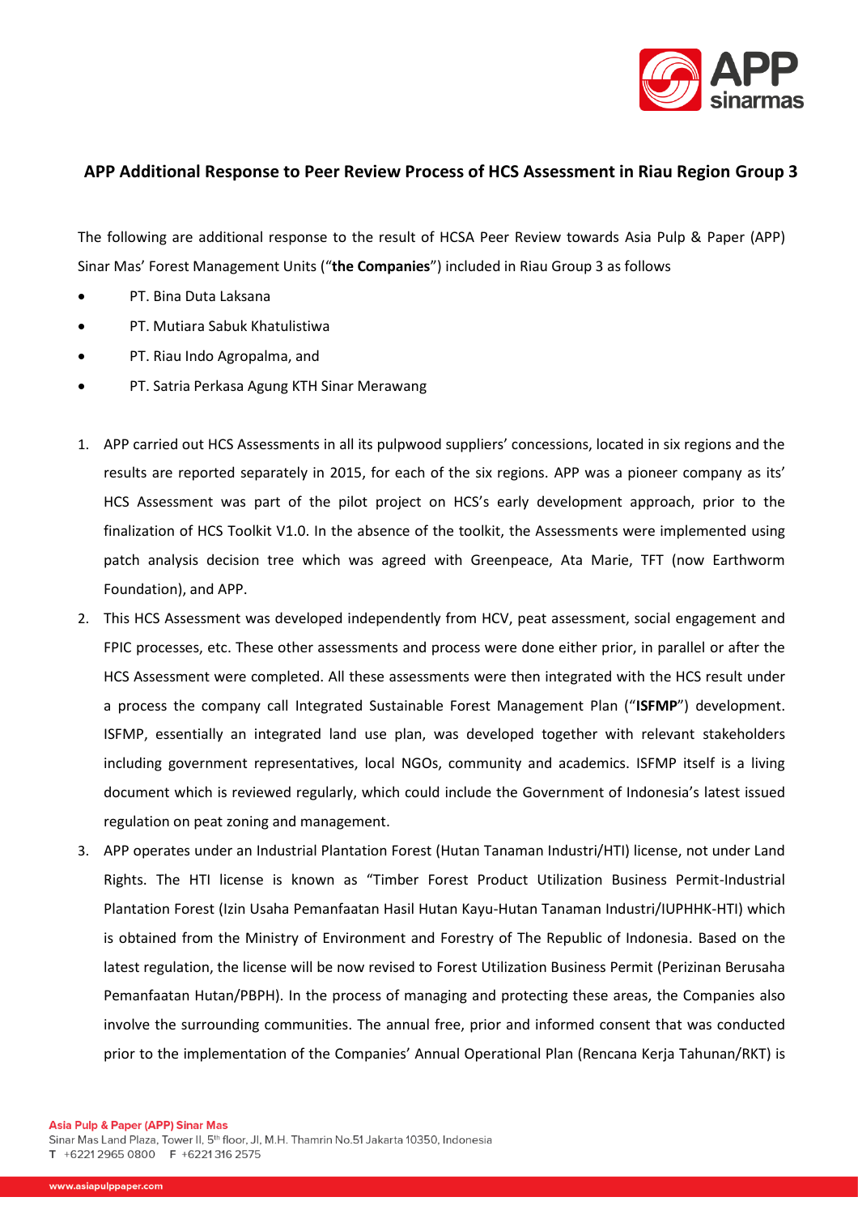## APP Additional Response to Peer Review Process of HCS Assessment in Riau Region Group 3

The following are additional response to the result of HCSA Peer Review towards Asia Pulp & Paper (APP) Sinar Mas' Forest Management Units ("**the Companies**") included in Riau Group 3 as follows

- PT. Bina Duta Laksana
- PT. Mutiara Sabuk Khatulistiwa
- PT. Riau Indo Agropalma, and
- PT. Satria Perkasa Agung KTH Sinar Merawang

1. APP carried out HCS Assessments in all its pulpwood suppliers' concessions, located in six regions and the results are reported separately in 2015, for each of the six regions. APP was a pioneer company as its' HCS Assessment was part of the pilot project on HCS's early development approach, prior to the finalization of HCS Toolkit V1.0. In the absence of the toolkit, the Assessments were implemented using patch analysis decision tree which was agreed with Greenpeace, Ata Marie, TFT (now Earthworm Foundation), and APP.
2. This HCS Assessment was developed independently from HCV, peat assessment, social engagement and FPIC processes, etc. These other assessments and process were done either prior, in parallel or after the HCS Assessment were completed. All these assessments were then integrated with the HCS result under a process the company call Integrated Sustainable Forest Management Plan ("**ISFMP**") development. ISFMP, essentially an integrated land use plan, was developed together with relevant stakeholders including government representatives, local NGOs, community and academics. ISFMP itself is a living document which is reviewed regularly, which could include the Government of Indonesia's latest issued regulation on peat zoning and management.
3. APP operates under an Industrial Plantation Forest (Hutan Tanaman Industri/HTI) license, not under Land Rights. The HTI license is known as "Timber Forest Product Utilization Business Permit-Industrial Plantation Forest (Izin Usaha Pemanfaatan Hasil Hutan Kayu-Hutan Tanaman Industri/IUPHHK-HTI) which is obtained from the Ministry of Environment and Forestry of The Republic of Indonesia. Based on the latest regulation, the license will be now revised to Forest Utilization Business Permit (Perizinan Berusaha Pemanfaatan Hutan/PBPH). In the process of managing and protecting these areas, the Companies also involve the surrounding communities. The annual free, prior and informed consent that was conducted prior to the implementation of the Companies' Annual Operational Plan (Rencana Kerja Tahunan/RKT) is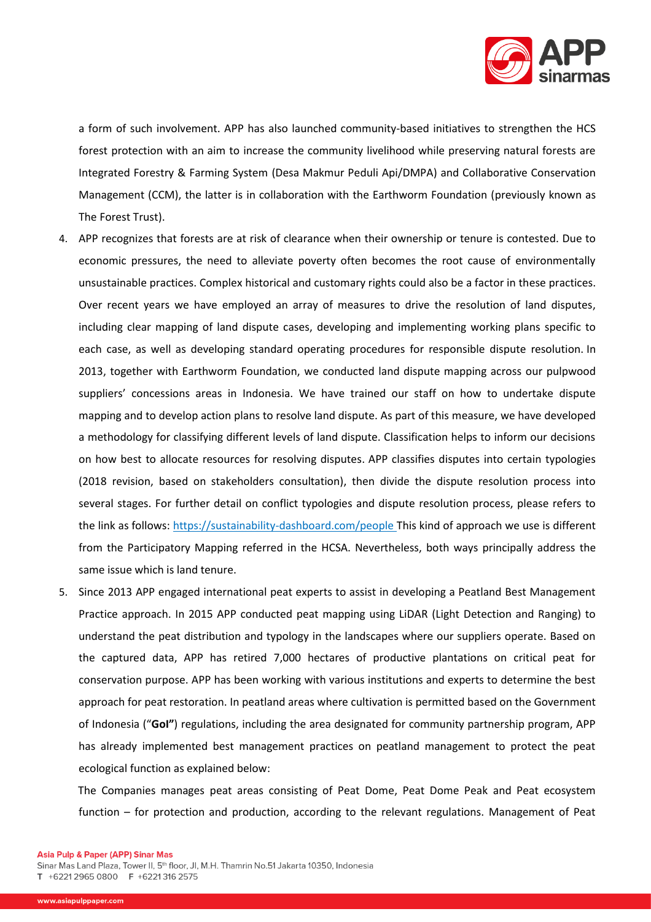a form of such involvement. APP has also launched community-based initiatives to strengthen the HCS forest protection with an aim to increase the community livelihood while preserving natural forests are Integrated Forestry & Farming System (Desa Makmur Peduli Api/DMPA) and Collaborative Conservation Management (CCM), the latter is in collaboration with the Earthworm Foundation (previously known as The Forest Trust).

4. APP recognizes that forests are at risk of clearance when their ownership or tenure is contested. Due to economic pressures, the need to alleviate poverty often becomes the root cause of environmentally unsustainable practices. Complex historical and customary rights could also be a factor in these practices. Over recent years we have employed an array of measures to drive the resolution of land disputes, including clear mapping of land dispute cases, developing and implementing working plans specific to each case, as well as developing standard operating procedures for responsible dispute resolution. In 2013, together with Earthworm Foundation, we conducted land dispute mapping across our pulpwood suppliers' concessions areas in Indonesia. We have trained our staff on how to undertake dispute mapping and to develop action plans to resolve land dispute. As part of this measure, we have developed a methodology for classifying different levels of land dispute. Classification helps to inform our decisions on how best to allocate resources for resolving disputes. APP classifies disputes into certain typologies (2018 revision, based on stakeholders consultation), then divide the dispute resolution process into several stages. For further detail on conflict typologies and dispute resolution process, please refers to the link as follows: https://sustainability-dashboard.com/people This kind of approach we use is different from the Participatory Mapping referred in the HCSA. Nevertheless, both ways principally address the same issue which is land tenure.

5. Since 2013 APP engaged international peat experts to assist in developing a Peatland Best Management Practice approach. In 2015 APP conducted peat mapping using LiDAR (Light Detection and Ranging) to understand the peat distribution and typology in the landscapes where our suppliers operate. Based on the captured data, APP has retired 7,000 hectares of productive plantations on critical peat for conservation purpose. APP has been working with various institutions and experts to determine the best approach for peat restoration. In peatland areas where cultivation is permitted based on the Government of Indonesia ("**GoI"**) regulations, including the area designated for community partnership program, APP has already implemented best management practices on peatland management to protect the peat ecological function as explained below:

   The Companies manages peat areas consisting of Peat Dome, Peat Dome Peak and Peat ecosystem function – for protection and production, according to the relevant regulations. Management of Peat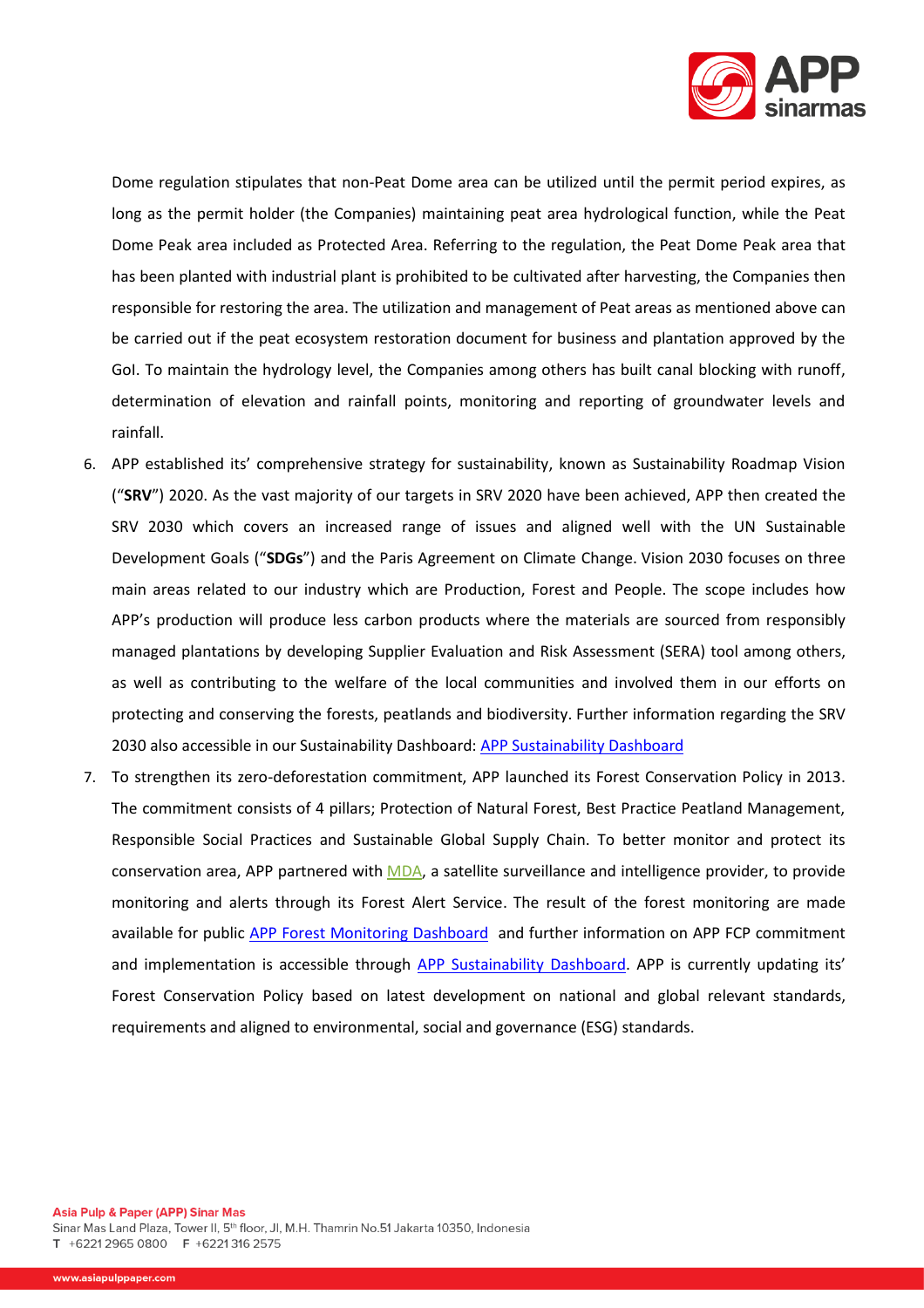Dome regulation stipulates that non-Peat Dome area can be utilized until the permit period expires, as long as the permit holder (the Companies) maintaining peat area hydrological function, while the Peat Dome Peak area included as Protected Area. Referring to the regulation, the Peat Dome Peak area that has been planted with industrial plant is prohibited to be cultivated after harvesting, the Companies then responsible for restoring the area. The utilization and management of Peat areas as mentioned above can be carried out if the peat ecosystem restoration document for business and plantation approved by the GoI. To maintain the hydrology level, the Companies among others has built canal blocking with runoff, determination of elevation and rainfall points, monitoring and reporting of groundwater levels and rainfall.

6. APP established its' comprehensive strategy for sustainability, known as Sustainability Roadmap Vision ("**SRV**") 2020. As the vast majority of our targets in SRV 2020 have been achieved, APP then created the SRV 2030 which covers an increased range of issues and aligned well with the UN Sustainable Development Goals ("**SDGs**") and the Paris Agreement on Climate Change. Vision 2030 focuses on three main areas related to our industry which are Production, Forest and People. The scope includes how APP's production will produce less carbon products where the materials are sourced from responsibly managed plantations by developing Supplier Evaluation and Risk Assessment (SERA) tool among others, as well as contributing to the welfare of the local communities and involved them in our efforts on protecting and conserving the forests, peatlands and biodiversity. Further information regarding the SRV 2030 also accessible in our Sustainability Dashboard: APP Sustainability Dashboard
7. To strengthen its zero-deforestation commitment, APP launched its Forest Conservation Policy in 2013. The commitment consists of 4 pillars; Protection of Natural Forest, Best Practice Peatland Management, Responsible Social Practices and Sustainable Global Supply Chain. To better monitor and protect its conservation area, APP partnered with MDA, a satellite surveillance and intelligence provider, to provide monitoring and alerts through its Forest Alert Service. The result of the forest monitoring are made available for public APP Forest Monitoring Dashboard and further information on APP FCP commitment and implementation is accessible through APP Sustainability Dashboard. APP is currently updating its' Forest Conservation Policy based on latest development on national and global relevant standards, requirements and aligned to environmental, social and governance (ESG) standards.